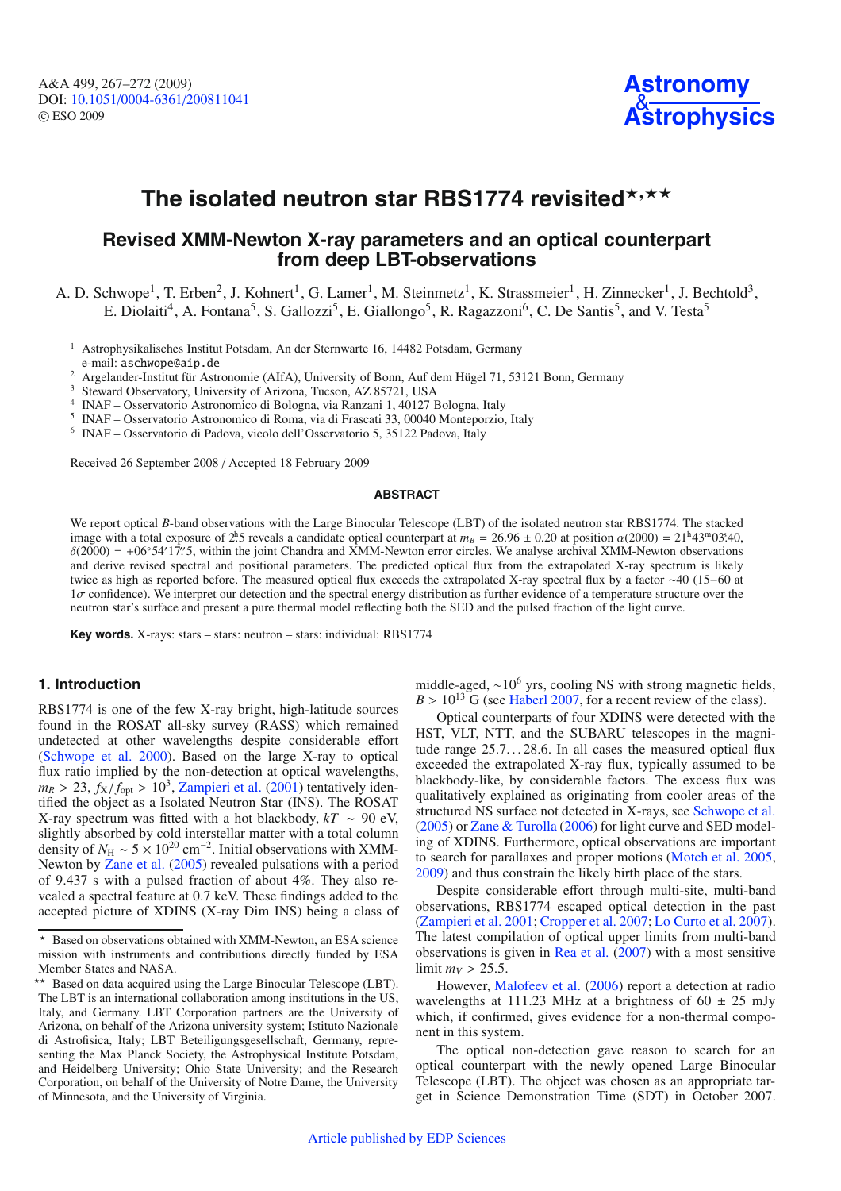# The isolated neutron star RBS1774 revisited*,**

## Revised XMM-Newton X-ray parameters and an optical counterpart from deep LBT-observations

A. D. Schwope[1], T. Erben[2], J. Kohnert[1], G. Lamer[1], M. Steinmetz[1], K. Strassmeier[1], H. Zinnecker[1], J. Bechtold[3], E. Diolaiti[4], A. Fontana[5], S. Gallozzi[5], E. Giallongo[5], R. Ragazzoni[6], C. De Santis[5], and V. Testa[5]

[1] Astrophysikalisches Institut Potsdam, An der Sternwarte 16, 14482 Potsdam, Germany
e-mail: aschwope@aip.de

[2] Argelander-Institut für Astronomie (AIfA), University of Bonn, Auf dem Hügel 71, 53121 Bonn, Germany

[3] Steward Observatory, University of Arizona, Tucson, AZ 85721, USA

[4] INAF – Osservatorio Astronomico di Bologna, via Ranzani 1, 40127 Bologna, Italy

[5] INAF – Osservatorio Astronomico di Roma, via di Frascati 33, 00040 Monteporzio, Italy

[6] INAF – Osservatorio di Padova, vicolo dell'Osservatorio 5, 35122 Padova, Italy

Received 26 September 2008 / Accepted 18 February 2009

### ABSTRACT

We report optical $B$-band observations with the Large Binocular Telescope (LBT) of the isolated neutron star RBS1774. The stacked image with a total exposure of 2.ʰ5 reveals a candidate optical counterpart at $m_B = 26.96 \pm 0.20$ at position $\alpha(2000) = 21^{h}43^{m}03.^{s}40$, $\delta(2000) = +06°54'17.''5$, within the joint Chandra and XMM-Newton error circles. We analyse archival XMM-Newton observations and derive revised spectral and positional parameters. The predicted optical flux from the extrapolated X-ray spectrum is likely twice as high as reported before. The measured optical flux exceeds the extrapolated X-ray spectral flux by a factor ~40 (15−60 at $1\sigma$ confidence). We interpret our detection and the spectral energy distribution as further evidence of a temperature structure over the neutron star's surface and present a pure thermal model reflecting both the SED and the pulsed fraction of the light curve.

**Key words.** X-rays: stars – stars: neutron – stars: individual: RBS1774

## 1. Introduction

RBS1774 is one of the few X-ray bright, high-latitude sources found in the ROSAT all-sky survey (RASS) which remained undetected at other wavelengths despite considerable effort (Schwope et al. 2000). Based on the large X-ray to optical flux ratio implied by the non-detection at optical wavelengths, $m_R > 23$, $f_X/f_{\rm opt} > 10^3$, Zampieri et al. (2001) tentatively identified the object as a Isolated Neutron Star (INS). The ROSAT X-ray spectrum was fitted with a hot blackbody, $kT \sim 90$ eV, slightly absorbed by cold interstellar matter with a total column density of $N_{\rm H} \sim 5 \times 10^{20}$ cm$^{-2}$. Initial observations with XMM-Newton by Zane et al. (2005) revealed pulsations with a period of 9.437 s with a pulsed fraction of about 4%. They also revealed a spectral feature at 0.7 keV. These findings added to the accepted picture of XDINS (X-ray Dim INS) being a class of middle-aged, ~$10^6$ yrs, cooling NS with strong magnetic fields, $B > 10^{13}$ G (see Haberl 2007, for a recent review of the class).

Optical counterparts of four XDINS were detected with the HST, VLT, NTT, and the SUBARU telescopes in the magnitude range 25.7...28.6. In all cases the measured optical flux exceeded the extrapolated X-ray flux, typically assumed to be blackbody-like, by considerable factors. The excess flux was qualitatively explained as originating from cooler areas of the structured NS surface not detected in X-rays, see Schwope et al. (2005) or Zane & Turolla (2006) for light curve and SED modeling of XDINS. Furthermore, optical observations are important to search for parallaxes and proper motions (Motch et al. 2005, 2009) and thus constrain the likely birth place of the stars.

Despite considerable effort through multi-site, multi-band observations, RBS1774 escaped optical detection in the past (Zampieri et al. 2001; Cropper et al. 2007; Lo Curto et al. 2007). The latest compilation of optical upper limits from multi-band observations is given in Rea et al. (2007) with a most sensitive limit $m_V > 25.5$.

However, Malofeev et al. (2006) report a detection at radio wavelengths at 111.23 MHz at a brightness of 60 ± 25 mJy which, if confirmed, gives evidence for a non-thermal component in this system.

The optical non-detection gave reason to search for an optical counterpart with the newly opened Large Binocular Telescope (LBT). The object was chosen as an appropriate target in Science Demonstration Time (SDT) in October 2007.

---

* Based on observations obtained with XMM-Newton, an ESA science mission with instruments and contributions directly funded by ESA Member States and NASA.

** Based on data acquired using the Large Binocular Telescope (LBT). The LBT is an international collaboration among institutions in the US, Italy, and Germany. LBT Corporation partners are the University of Arizona, on behalf of the Arizona university system; Istituto Nazionale di Astrofisica, Italy; LBT Beteiligungsgesellschaft, Germany, representing the Max Planck Society, the Astrophysical Institute Potsdam, and Heidelberg University; Ohio State University; and the Research Corporation, on behalf of the University of Notre Dame, the University of Minnesota, and the University of Virginia.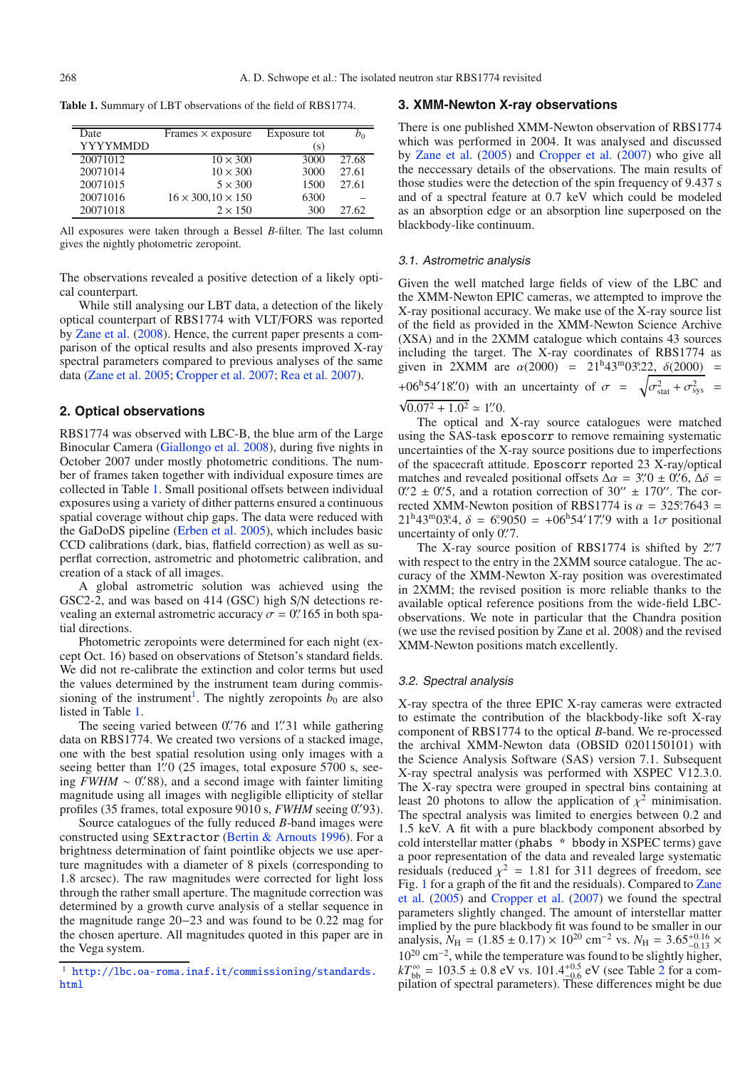**Table 1.** Summary of LBT observations of the field of RBS1774.

| Date YYYYMMDD | Frames × exposure | Exposure tot (s) | $b_0$ |
|---|---|---|---|
| 20071012 | 10 × 300 | 3000 | 27.68 |
| 20071014 | 10 × 300 | 3000 | 27.61 |
| 20071015 | 5 × 300 | 1500 | 27.61 |
| 20071016 | 16 × 300,10 × 150 | 6300 | – |
| 20071018 | 2 × 150 | 300 | 27.62 |

All exposures were taken through a Bessel *B*-filter. The last column gives the nightly photometric zeropoint.

The observations revealed a positive detection of a likely optical counterpart.

While still analysing our LBT data, a detection of the likely optical counterpart of RBS1774 with VLT/FORS was reported by Zane et al. (2008). Hence, the current paper presents a comparison of the optical results and also presents improved X-ray spectral parameters compared to previous analyses of the same data (Zane et al. 2005; Cropper et al. 2007; Rea et al. 2007).

## 2. Optical observations

RBS1774 was observed with LBC-B, the blue arm of the Large Binocular Camera (Giallongo et al. 2008), during five nights in October 2007 under mostly photometric conditions. The number of frames taken together with individual exposure times are collected in Table 1. Small positional offsets between individual exposures using a variety of dither patterns ensured a continuous spatial coverage without chip gaps. The data were reduced with the GaDoDS pipeline (Erben et al. 2005), which includes basic CCD calibrations (dark, bias, flatfield correction) as well as superflat correction, astrometric and photometric calibration, and creation of a stack of all images.

A global astrometric solution was achieved using the GSC2-2, and was based on 414 (GSC) high S/N detections revealing an external astrometric accuracy $\sigma = 0\farcs165$ in both spatial directions.

Photometric zeropoints were determined for each night (except Oct. 16) based on observations of Stetson's standard fields. We did not re-calibrate the extinction and color terms but used the values determined by the instrument team during commissioning of the instrument[1]. The nightly zeropoints $b_0$ are also listed in Table 1.

The seeing varied between $0\farcs76$ and $1\farcs31$ while gathering data on RBS1774. We created two versions of a stacked image, one with the best spatial resolution using only images with a seeing better than $1\farcs0$ (25 images, total exposure 5700 s, seeing $FWHM \sim 0\farcs88$), and a second image with fainter limiting magnitude using all images with negligible ellipticity of stellar profiles (35 frames, total exposure 9010 s, $FWHM$ seeing $0\farcs93$).

Source catalogues of the fully reduced *B*-band images were constructed using `SExtractor` (Bertin & Arnouts 1996). For a brightness determination of faint pointlike objects we use aperture magnitudes with a diameter of 8 pixels (corresponding to 1.8 arcsec). The raw magnitudes were corrected for light loss through the rather small aperture. The magnitude correction was determined by a growth curve analysis of a stellar sequence in the magnitude range 20–23 and was found to be 0.22 mag for the chosen aperture. All magnitudes quoted in this paper are in the Vega system.

[1] http://lbc.oa-roma.inaf.it/commissioning/standards.html

## 3. XMM-Newton X-ray observations

There is one published XMM-Newton observation of RBS1774 which was performed in 2004. It was analysed and discussed by Zane et al. (2005) and Cropper et al. (2007) who give all the neccessary details of the observations. The main results of those studies were the detection of the spin frequency of 9.437 s and of a spectral feature at 0.7 keV which could be modeled as an absorption edge or an absorption line superposed on the blackbody-like continuum.

### 3.1. Astrometric analysis

Given the well matched large fields of view of the LBC and the XMM-Newton EPIC cameras, we attempted to improve the X-ray positional accuracy. We make use of the X-ray source list of the field as provided in the XMM-Newton Science Archive (XSA) and in the 2XMM catalogue which contains 43 sources including the target. The X-ray coordinates of RBS1774 as given in 2XMM are $\alpha(2000) = 21^{\rm h}43^{\rm m}03\fs22$, $\delta(2000) = +06^{\rm h}54'18\farcs0$) with an uncertainty of $\sigma = \sqrt{\sigma^2_{\rm stat} + \sigma^2_{\rm sys}} = \sqrt{0.07^2 + 1.0^2} \simeq 1\farcs0$.

The optical and X-ray source catalogues were matched using the SAS-task `eposcorr` to remove remaining systematic uncertainties of the X-ray source positions due to imperfections of the spacecraft attitude. `Eposcorr` reported 23 X-ray/optical matches and revealed positional offsets $\Delta\alpha = 3\farcs0 \pm 0\farcs6$, $\Delta\delta = 0\farcs2 \pm 0\farcs5$, and a rotation correction of $30'' \pm 170''$. The corrected XMM-Newton position of RBS1774 is $\alpha = 325\fdg7643 = 21^{\rm h}43^{\rm m}03\fs4$, $\delta = 6\fdg9050 = +06^{\rm h}54'17\farcs9$ with a $1\sigma$ positional uncertainty of only $0\farcs7$.

The X-ray source position of RBS1774 is shifted by $2\farcs7$ with respect to the entry in the 2XMM source catalogue. The accuracy of the XMM-Newton X-ray position was overestimated in 2XMM; the revised position is more reliable thanks to the available optical reference positions from the wide-field LBC-observations. We note in particular that the Chandra position (we use the revised position by Zane et al. 2008) and the revised XMM-Newton positions match excellently.

### 3.2. Spectral analysis

X-ray spectra of the three EPIC X-ray cameras were extracted to estimate the contribution of the blackbody-like soft X-ray component of RBS1774 to the optical *B*-band. We re-processed the archival XMM-Newton data (OBSID 0201150101) with the Science Analysis Software (SAS) version 7.1. Subsequent X-ray spectral analysis was performed with XSPEC V12.3.0. The X-ray spectra were grouped in spectral bins containing at least 20 photons to allow the application of $\chi^2$ minimisation. The spectral analysis was limited to energies between 0.2 and 1.5 keV. A fit with a pure blackbody component absorbed by cold interstellar matter (`phabs * bbody` in XSPEC terms) gave a poor representation of the data and revealed large systematic residuals (reduced $\chi^2 = 1.81$ for 311 degrees of freedom, see Fig. 1 for a graph of the fit and the residuals). Compared to Zane et al. (2005) and Cropper et al. (2007) we found the spectral parameters slightly changed. The amount of interstellar matter implied by the pure blackbody fit was found to be smaller in our analysis, $N_{\rm H} = (1.85 \pm 0.17) \times 10^{20}$ cm$^{-2}$ vs. $N_{\rm H} = 3.65^{+0.16}_{-0.13} \times 10^{20}$ cm$^{-2}$, while the temperature was found to be slightly higher, $kT^{\infty}_{\rm bb} = 103.5 \pm 0.8$ eV vs. $101.4^{+0.5}_{-0.6}$ eV (see Table 2 for a compilation of spectral parameters). These differences might be due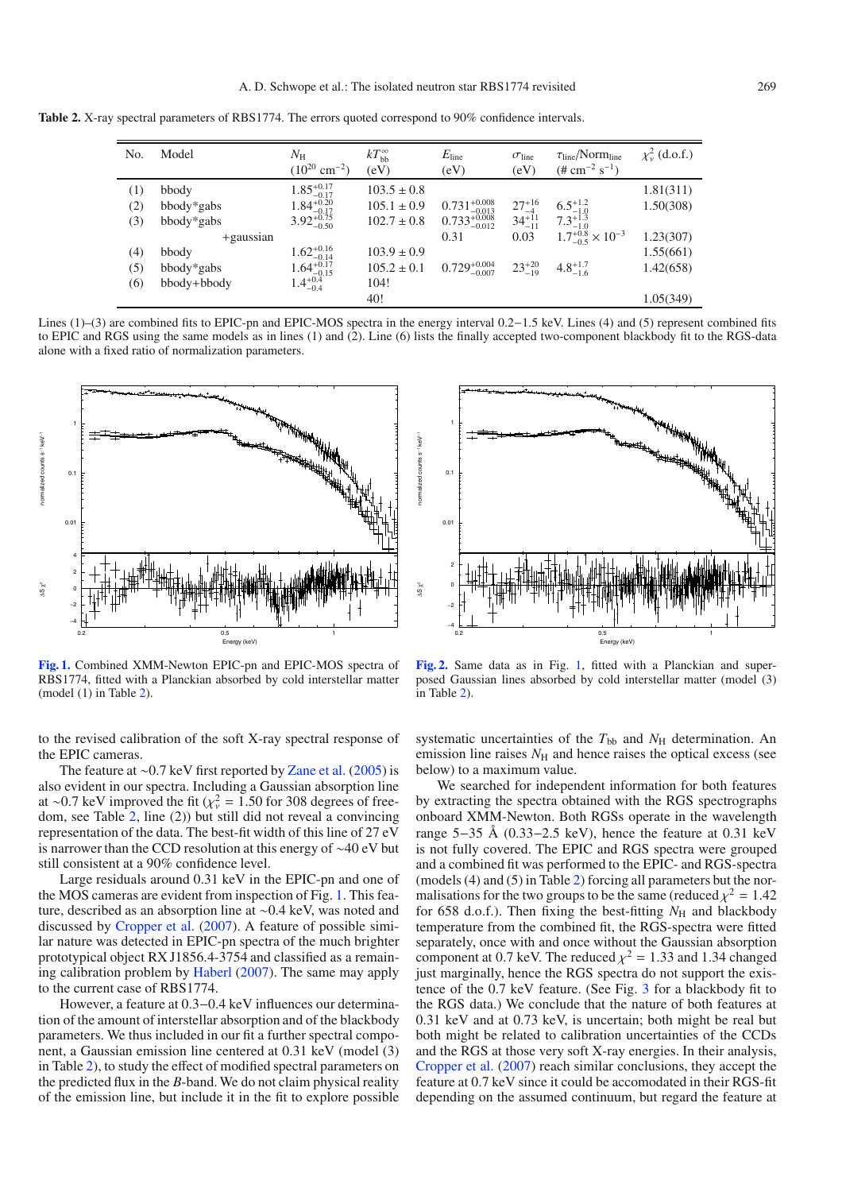**Table 2.** X-ray spectral parameters of RBS1774. The errors quoted correspond to 90% confidence intervals.

| No. | Model | $N_H$ ($10^{20}$ cm$^{-2}$) | $kT_{bb}^{\infty}$ (eV) | $E_{line}$ (eV) | $\sigma_{line}$ (eV) | $\tau_{line}$/Norm$_{line}$ (# cm$^{-2}$ s$^{-1}$) | $\chi^2_\nu$ (d.o.f.) |
|---|---|---|---|---|---|---|---|
| (1) | bbody | $1.85^{+0.17}_{-0.17}$ | $103.5 \pm 0.8$ | | | | 1.81(311) |
| (2) | bbody*gabs | $1.84^{+0.20}_{-0.17}$ | $105.1 \pm 0.9$ | $0.731^{+0.008}_{-0.013}$ | $27^{+16}_{-4}$ | $6.5^{+1.2}_{-1.0}$ | 1.50(308) |
| (3) | bbody*gabs | $3.92^{+0.75}_{-0.50}$ | $102.7 \pm 0.8$ | $0.733^{+0.008}_{-0.012}$ | $34^{+11}_{-11}$ | $7.3^{+1.3}_{-1.0}$ | |
| | +gaussian | | | 0.31 | 0.03 | $1.7^{+0.8}_{-0.5} \times 10^{-3}$ | 1.23(307) |
| (4) | bbody | $1.62^{+0.16}_{-0.14}$ | $103.9 \pm 0.9$ | | | | 1.55(661) |
| (5) | bbody*gabs | $1.64^{+0.17}_{-0.15}$ | $105.2 \pm 0.1$ | $0.729^{+0.004}_{-0.007}$ | $23^{+20}_{-19}$ | $4.8^{+1.7}_{-1.6}$ | 1.42(658) |
| (6) | bbody+bbody | $1.4^{+0.4}_{-0.4}$ | 104! | | | | |
| | | | 40! | | | | 1.05(349) |

Lines (1)–(3) are combined fits to EPIC-pn and EPIC-MOS spectra in the energy interval 0.2−1.5 keV. Lines (4) and (5) represent combined fits to EPIC and RGS using the same models as in lines (1) and (2). Line (6) lists the finally accepted two-component blackbody fit to the RGS-data alone with a fixed ratio of normalization parameters.

**Fig. 1.** Combined XMM-Newton EPIC-pn and EPIC-MOS spectra of RBS1774, fitted with a Planckian absorbed by cold interstellar matter (model (1) in Table 2).

**Fig. 2.** Same data as in Fig. 1, fitted with a Planckian and superposed Gaussian lines absorbed by cold interstellar matter (model (3) in Table 2).

to the revised calibration of the soft X-ray spectral response of the EPIC cameras.

The feature at ∼0.7 keV first reported by Zane et al. (2005) is also evident in our spectra. Including a Gaussian absorption line at ∼0.7 keV improved the fit ($\chi^2_\nu = 1.50$ for 308 degrees of freedom, see Table 2, line (2)) but still did not reveal a convincing representation of the data. The best-fit width of this line of 27 eV is narrower than the CCD resolution at this energy of ∼40 eV but still consistent at a 90% confidence level.

Large residuals around 0.31 keV in the EPIC-pn and one of the MOS cameras are evident from inspection of Fig. 1. This feature, described as an absorption line at ∼0.4 keV, was noted and discussed by Cropper et al. (2007). A feature of possible similar nature was detected in EPIC-pn spectra of the much brighter prototypical object RX J1856.4-3754 and classified as a remaining calibration problem by Haberl (2007). The same may apply to the current case of RBS1774.

However, a feature at 0.3−0.4 keV influences our determination of the amount of interstellar absorption and of the blackbody parameters. We thus included in our fit a further spectral component, a Gaussian emission line centered at 0.31 keV (model (3) in Table 2), to study the effect of modified spectral parameters on the predicted flux in the *B*-band. We do not claim physical reality of the emission line, but include it in the fit to explore possible systematic uncertainties of the $T_{bb}$ and $N_H$ determination. An emission line raises $N_H$ and hence raises the optical excess (see below) to a maximum value.

We searched for independent information for both features by extracting the spectra obtained with the RGS spectrographs onboard XMM-Newton. Both RGSs operate in the wavelength range 5−35 Å (0.33−2.5 keV), hence the feature at 0.31 keV is not fully covered. The EPIC and RGS spectra were grouped and a combined fit was performed to the EPIC- and RGS-spectra (models (4) and (5) in Table 2) forcing all parameters but the normalisations for the two groups to be the same (reduced $\chi^2 = 1.42$ for 658 d.o.f.). Then fixing the best-fitting $N_H$ and blackbody temperature from the combined fit, the RGS-spectra were fitted separately, once with and once without the Gaussian absorption component at 0.7 keV. The reduced $\chi^2 = 1.33$ and 1.34 changed just marginally, hence the RGS spectra do not support the existence of the 0.7 keV feature. (See Fig. 3 for a blackbody fit to the RGS data.) We conclude that the nature of both features at 0.31 keV and at 0.73 keV, is uncertain; both might be real but both might be related to calibration uncertainties of the CCDs and the RGS at those very soft X-ray energies. In their analysis, Cropper et al. (2007) reach similar conclusions, they accept the feature at 0.7 keV since it could be accomodated in their RGS-fit depending on the assumed continuum, but regard the feature at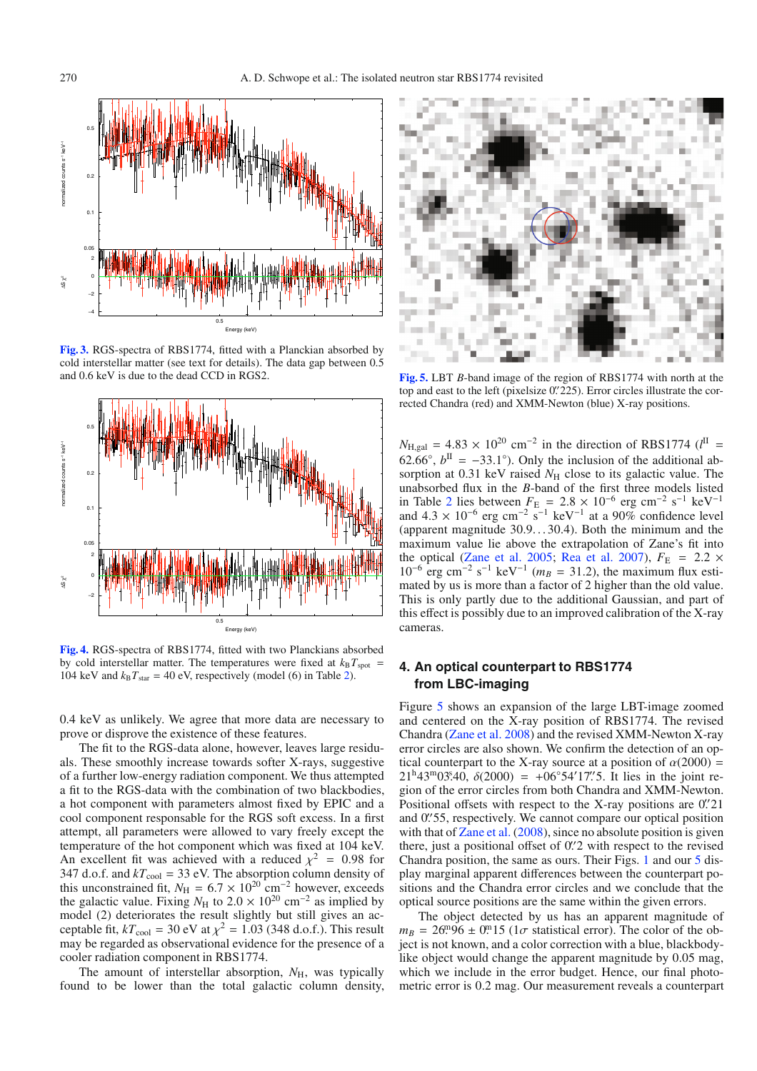Fig. 3. RGS-spectra of RBS1774, fitted with a Planckian absorbed by cold interstellar matter (see text for details). The data gap between 0.5 and 0.6 keV is due to the dead CCD in RGS2.

Fig. 4. RGS-spectra of RBS1774, fitted with two Planckians absorbed by cold interstellar matter. The temperatures were fixed at $k_\mathrm{B}T_\mathrm{spot}$ = 104 keV and $k_\mathrm{B}T_\mathrm{star}$ = 40 eV, respectively (model (6) in Table 2).

0.4 keV as unlikely. We agree that more data are necessary to prove or disprove the existence of these features.

The fit to the RGS-data alone, however, leaves large residuals. These smoothly increase towards softer X-rays, suggestive of a further low-energy radiation component. We thus attempted a fit to the RGS-data with the combination of two blackbodies, a hot component with parameters almost fixed by EPIC and a cool component responsible for the RGS soft excess. In a first attempt, all parameters were allowed to vary freely except the temperature of the hot component which was fixed at 104 keV. An excellent fit was achieved with a reduced $\chi^2$ = 0.98 for 347 d.o.f. and $kT_\mathrm{cool}$ = 33 eV. The absorption column density of this unconstrained fit, $N_\mathrm{H}$ = 6.7 × $10^{20}$ cm$^{-2}$ however, exceeds the galactic value. Fixing $N_\mathrm{H}$ to 2.0 × $10^{20}$ cm$^{-2}$ as implied by model (2) deteriorates the result slightly but still gives an acceptable fit, $kT_\mathrm{cool}$ = 30 eV at $\chi^2$ = 1.03 (348 d.o.f.). This result may be regarded as observational evidence for the presence of a cooler radiation component in RBS1774.

The amount of interstellar absorption, $N_\mathrm{H}$, was typically found to be lower than the total galactic column density, $N_\mathrm{H,gal}$ = 4.83 × $10^{20}$ cm$^{-2}$ in the direction of RBS1774 ($l^\mathrm{II}$ = 62.66°, $b^\mathrm{II}$ = −33.1°). Only the inclusion of the additional absorption at 0.31 keV raised $N_\mathrm{H}$ close to its galactic value. The unabsorbed flux in the *B*-band of the first three models listed in Table 2 lies between $F_\mathrm{E}$ = 2.8 × $10^{-6}$ erg cm$^{-2}$ s$^{-1}$ keV$^{-1}$ and 4.3 × $10^{-6}$ erg cm$^{-2}$ s$^{-1}$ keV$^{-1}$ at a 90% confidence level (apparent magnitude 30.9...30.4). Both the minimum and the maximum value lie above the extrapolation of Zane's fit into the optical (Zane et al. 2005; Rea et al. 2007), $F_\mathrm{E}$ = 2.2 × $10^{-6}$ erg cm$^{-2}$ s$^{-1}$ keV$^{-1}$ ($m_B$ = 31.2), the maximum flux estimated by us is more than a factor of 2 higher than the old value. This is only partly due to the additional Gaussian, and part of this effect is possibly due to an improved calibration of the X-ray cameras.

Fig. 5. LBT *B*-band image of the region of RBS1774 with north at the top and east to the left (pixelsize 0.″225). Error circles illustrate the corrected Chandra (red) and XMM-Newton (blue) X-ray positions.

## 4. An optical counterpart to RBS1774 from LBC-imaging

Figure 5 shows an expansion of the large LBT-image zoomed and centered on the X-ray position of RBS1774. The revised Chandra (Zane et al. 2008) and the revised XMM-Newton X-ray error circles are also shown. We confirm the detection of an optical counterpart to the X-ray source at a position of $\alpha(2000)$ = 21$^\mathrm{h}$43$^\mathrm{m}$03.$^\mathrm{s}$40, $\delta(2000)$ = +06°54′17.″5. It lies in the joint region of the error circles from both Chandra and XMM-Newton. Positional offsets with respect to the X-ray positions are 0.″21 and 0.″55, respectively. We cannot compare our optical position with that of Zane et al. (2008), since no absolute position is given there, just a positional offset of 0.″2 with respect to the revised Chandra position, the same as ours. Their Figs. 1 and our 5 display marginal apparent differences between the counterpart positions and the Chandra error circles and we conclude that the optical source positions are the same within the given errors.

The object detected by us has an apparent magnitude of $m_B$ = 26.$^\mathrm{m}$96 ± 0.$^\mathrm{m}$15 (1$\sigma$ statistical error). The color of the object is not known, and a color correction with a blue, blackbody-like object would change the apparent magnitude by 0.05 mag, which we include in the error budget. Hence, our final photometric error is 0.2 mag. Our measurement reveals a counterpart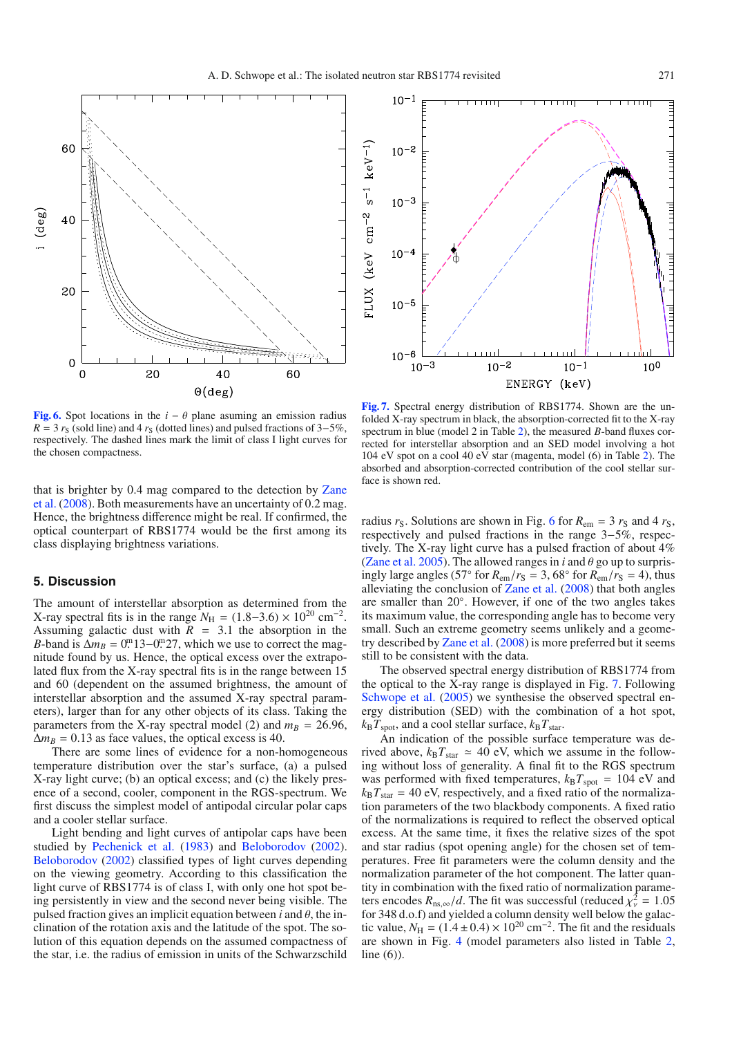Fig. 6. Spot locations in the $i - \theta$ plane asuming an emission radius $R = 3\ r_S$ (sold line) and $4\ r_S$ (dotted lines) and pulsed fractions of 3−5%, respectively. The dashed lines mark the limit of class I light curves for the chosen compactness.

Fig. 7. Spectral energy distribution of RBS1774. Shown are the unfolded X-ray spectrum in black, the absorption-corrected fit to the X-ray spectrum in blue (model 2 in Table 2), the measured $B$-band fluxes corrected for interstellar absorption and an SED model involving a hot 104 eV spot on a cool 40 eV star (magenta, model (6) in Table 2). The absorbed and absorption-corrected contribution of the cool stellar surface is shown red.

that is brighter by 0.4 mag compared to the detection by Zane et al. (2008). Both measurements have an uncertainty of 0.2 mag. Hence, the brightness difference might be real. If confirmed, the optical counterpart of RBS1774 would be the first among its class displaying brightness variations.

## 5. Discussion

The amount of interstellar absorption as determined from the X-ray spectral fits is in the range $N_H = (1.8{-}3.6) \times 10^{20}$ cm$^{-2}$. Assuming galactic dust with $R = 3.1$ the absorption in the $B$-band is $\Delta m_B = 0\overset{m}{.}13{-}0\overset{m}{.}27$, which we use to correct the magnitude found by us. Hence, the optical excess over the extrapolated flux from the X-ray spectral fits is in the range between 15 and 60 (dependent on the assumed brightness, the amount of interstellar absorption and the assumed X-ray spectral parameters), larger than for any other objects of its class. Taking the parameters from the X-ray spectral model (2) and $m_B = 26.96$, $\Delta m_B = 0.13$ as face values, the optical excess is 40.

There are some lines of evidence for a non-homogeneous temperature distribution over the star's surface, (a) a pulsed X-ray light curve; (b) an optical excess; and (c) the likely presence of a second, cooler, component in the RGS-spectrum. We first discuss the simplest model of antipodal circular polar caps and a cooler stellar surface.

Light bending and light curves of antipolar caps have been studied by Pechenick et al. (1983) and Beloborodov (2002). Beloborodov (2002) classified types of light curves depending on the viewing geometry. According to this classification the light curve of RBS1774 is of class I, with only one hot spot being persistently in view and the second never being visible. The pulsed fraction gives an implicit equation between $i$ and $\theta$, the inclination of the rotation axis and the latitude of the spot. The solution of this equation depends on the assumed compactness of the star, i.e. the radius of emission in units of the Schwarzschild radius $r_S$. Solutions are shown in Fig. 6 for $R_{em} = 3\ r_S$ and $4\ r_S$, respectively and pulsed fractions in the range 3−5%, respectively. The X-ray light curve has a pulsed fraction of about 4% (Zane et al. 2005). The allowed ranges in $i$ and $\theta$ go up to surprisingly large angles (57° for $R_{em}/r_S = 3$, 68° for $R_{em}/r_S = 4$), thus alleviating the conclusion of Zane et al. (2008) that both angles are smaller than 20°. However, if one of the two angles takes its maximum value, the corresponding angle has to become very small. Such an extreme geometry seems unlikely and a geometry described by Zane et al. (2008) is more preferred but it seems still to be consistent with the data.

The observed spectral energy distribution of RBS1774 from the optical to the X-ray range is displayed in Fig. 7. Following Schwope et al. (2005) we synthesise the observed spectral energy distribution (SED) with the combination of a hot spot, $k_BT_{spot}$, and a cool stellar surface, $k_BT_{star}$.

An indication of the possible surface temperature was derived above, $k_BT_{star} \simeq 40$ eV, which we assume in the following without loss of generality. A final fit to the RGS spectrum was performed with fixed temperatures, $k_BT_{spot} = 104$ eV and $k_BT_{star} = 40$ eV, respectively, and a fixed ratio of the normalization parameters of the two blackbody components. A fixed ratio of the normalizations is required to reflect the observed optical excess. At the same time, it fixes the relative sizes of the spot and star radius (spot opening angle) for the chosen set of temperatures. Free fit parameters were the column density and the normalization parameter of the hot component. The latter quantity in combination with the fixed ratio of normalization parameters encodes $R_{ns,\infty}/d$. The fit was successful (reduced $\chi^2_\nu = 1.05$ for 348 d.o.f) and yielded a column density well below the galactic value, $N_H = (1.4 \pm 0.4) \times 10^{20}$ cm$^{-2}$. The fit and the residuals are shown in Fig. 4 (model parameters also listed in Table 2, line (6)).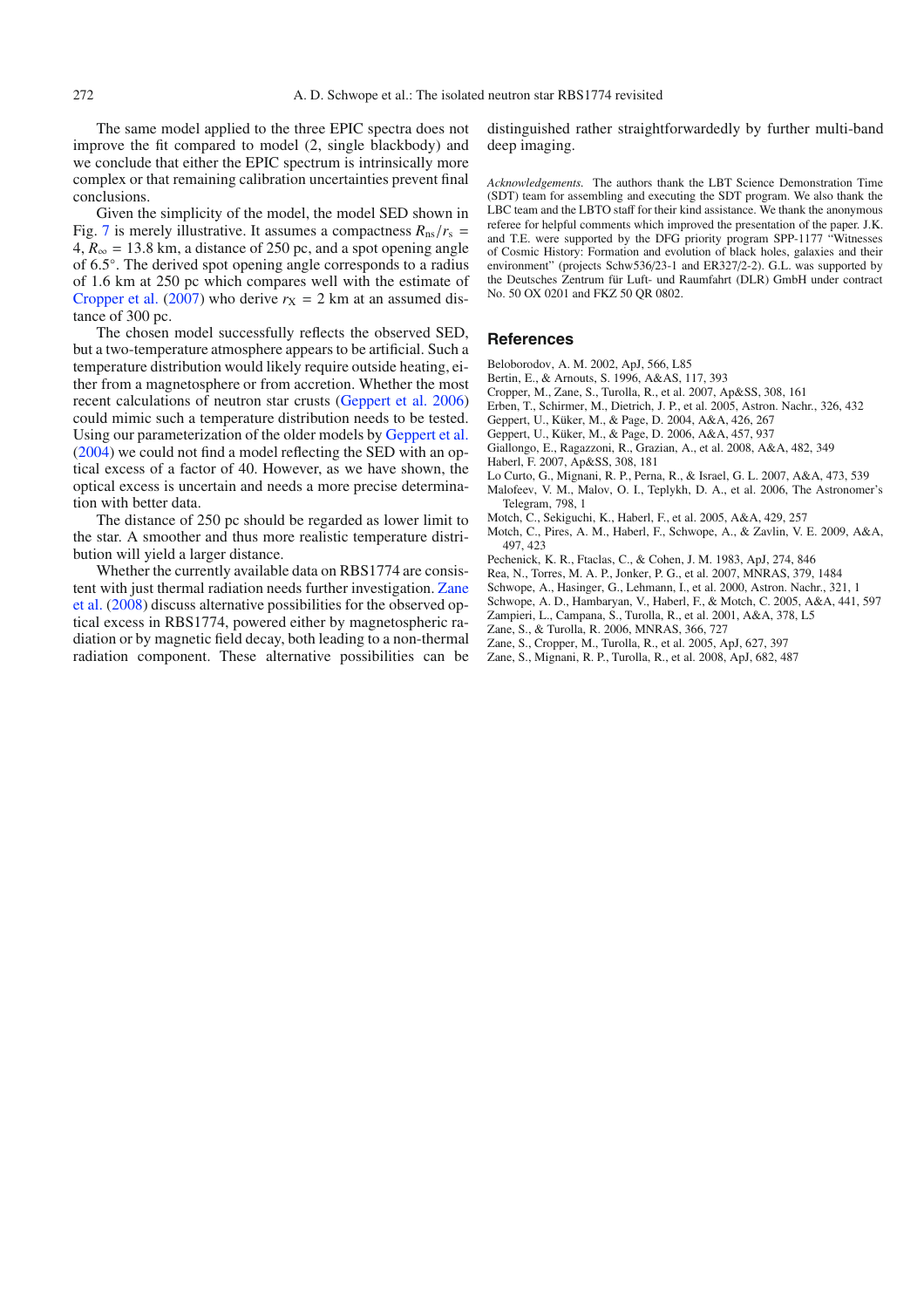The same model applied to the three EPIC spectra does not improve the fit compared to model (2, single blackbody) and we conclude that either the EPIC spectrum is intrinsically more complex or that remaining calibration uncertainties prevent final conclusions.

Given the simplicity of the model, the model SED shown in Fig. 7 is merely illustrative. It assumes a compactness $R_{\rm ns}/r_{\rm s} = 4$, $R_\infty = 13.8$ km, a distance of 250 pc, and a spot opening angle of 6.5°. The derived spot opening angle corresponds to a radius of 1.6 km at 250 pc which compares well with the estimate of Cropper et al. (2007) who derive $r_{\rm X} = 2$ km at an assumed distance of 300 pc.

The chosen model successfully reflects the observed SED, but a two-temperature atmosphere appears to be artificial. Such a temperature distribution would likely require outside heating, either from a magnetosphere or from accretion. Whether the most recent calculations of neutron star crusts (Geppert et al. 2006) could mimic such a temperature distribution needs to be tested. Using our parameterization of the older models by Geppert et al. (2004) we could not find a model reflecting the SED with an optical excess of a factor of 40. However, as we have shown, the optical excess is uncertain and needs a more precise determination with better data.

The distance of 250 pc should be regarded as lower limit to the star. A smoother and thus more realistic temperature distribution will yield a larger distance.

Whether the currently available data on RBS1774 are consistent with just thermal radiation needs further investigation. Zane et al. (2008) discuss alternative possibilities for the observed optical excess in RBS1774, powered either by magnetospheric radiation or by magnetic field decay, both leading to a non-thermal radiation component. These alternative possibilities can be distinguished rather straightforwardedly by further multi-band deep imaging.

*Acknowledgements.* The authors thank the LBT Science Demonstration Time (SDT) team for assembling and executing the SDT program. We also thank the LBC team and the LBTO staff for their kind assistance. We thank the anonymous referee for helpful comments which improved the presentation of the paper. J.K. and T.E. were supported by the DFG priority program SPP-1177 "Witnesses of Cosmic History: Formation and evolution of black holes, galaxies and their environment" (projects Schw536/23-1 and ER327/2-2). G.L. was supported by the Deutsches Zentrum für Luft- und Raumfahrt (DLR) GmbH under contract No. 50 OX 0201 and FKZ 50 QR 0802.

## References

Beloborodov, A. M. 2002, ApJ, 566, L85  
Bertin, E., & Arnouts, S. 1996, A&AS, 117, 393  
Cropper, M., Zane, S., Turolla, R., et al. 2007, Ap&SS, 308, 161  
Erben, T., Schirmer, M., Dietrich, J. P., et al. 2005, Astron. Nachr., 326, 432  
Geppert, U., Küker, M., & Page, D. 2004, A&A, 426, 267  
Geppert, U., Küker, M., & Page, D. 2006, A&A, 457, 937  
Giallongo, E., Ragazzoni, R., Grazian, A., et al. 2008, A&A, 482, 349  
Haberl, F. 2007, Ap&SS, 308, 181  
Lo Curto, G., Mignani, R. P., Perna, R., & Israel, G. L. 2007, A&A, 473, 539  
Malofeev, V. M., Malov, O. I., Teplykh, D. A., et al. 2006, The Astronomer's Telegram, 798, 1  
Motch, C., Sekiguchi, K., Haberl, F., et al. 2005, A&A, 429, 257  
Motch, C., Pires, A. M., Haberl, F., Schwope, A., & Zavlin, V. E. 2009, A&A, 497, 423  
Pechenick, K. R., Ftaclas, C., & Cohen, J. M. 1983, ApJ, 274, 846  
Rea, N., Torres, M. A. P., Jonker, P. G., et al. 2007, MNRAS, 379, 1484  
Schwope, A., Hasinger, G., Lehmann, I., et al. 2000, Astron. Nachr., 321, 1  
Schwope, A. D., Hambaryan, V., Haberl, F., & Motch, C. 2005, A&A, 441, 597  
Zampieri, L., Campana, S., Turolla, R., et al. 2001, A&A, 378, L5  
Zane, S., & Turolla, R. 2006, MNRAS, 366, 727  
Zane, S., Cropper, M., Turolla, R., et al. 2005, ApJ, 627, 397  
Zane, S., Mignani, R. P., Turolla, R., et al. 2008, ApJ, 682, 487